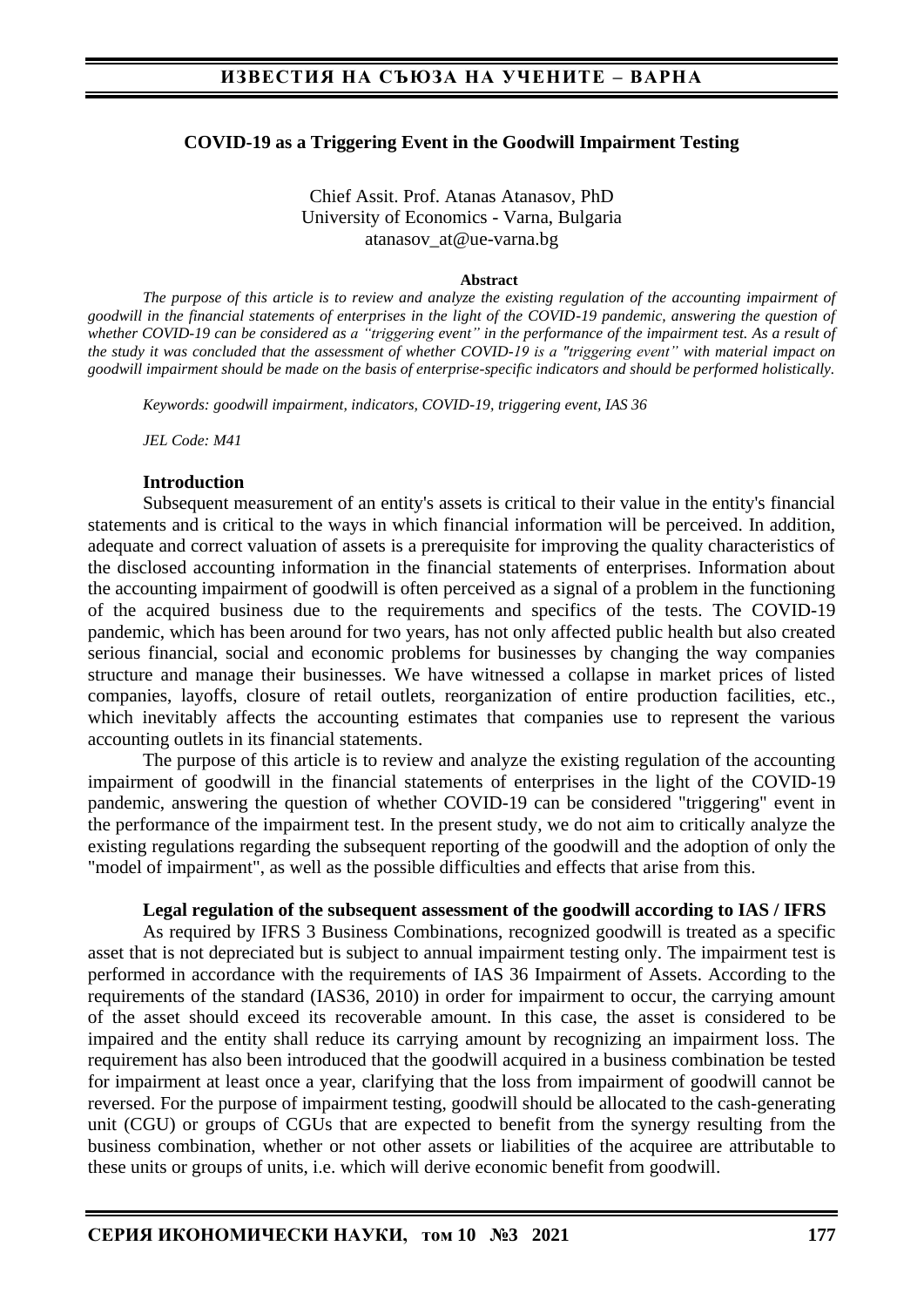# COVID-19 as a Triggering Event in the Goodwill Impairment Testing

Chief Assit. Prof. Atanas Atanasov, PhD
University of Economics - Varna, Bulgaria
atanasov_at@ue-varna.bg

**Abstract**

*The purpose of this article is to review and analyze the existing regulation of the accounting impairment of goodwill in the financial statements of enterprises in the light of the COVID-19 pandemic, answering the question of whether COVID-19 can be considered as a "triggering event" in the performance of the impairment test. As a result of the study it was concluded that the assessment of whether COVID-19 is a "triggering event" with material impact on goodwill impairment should be made on the basis of enterprise-specific indicators and should be performed holistically.*

*Keywords: goodwill impairment, indicators, COVID-19, triggering event, IAS 36*

*JEL Code: M41*

## Introduction

Subsequent measurement of an entity's assets is critical to their value in the entity's financial statements and is critical to the ways in which financial information will be perceived. In addition, adequate and correct valuation of assets is a prerequisite for improving the quality characteristics of the disclosed accounting information in the financial statements of enterprises. Information about the accounting impairment of goodwill is often perceived as a signal of a problem in the functioning of the acquired business due to the requirements and specifics of the tests. The COVID-19 pandemic, which has been around for two years, has not only affected public health but also created serious financial, social and economic problems for businesses by changing the way companies structure and manage their businesses. We have witnessed a collapse in market prices of listed companies, layoffs, closure of retail outlets, reorganization of entire production facilities, etc., which inevitably affects the accounting estimates that companies use to represent the various accounting outlets in its financial statements.

The purpose of this article is to review and analyze the existing regulation of the accounting impairment of goodwill in the financial statements of enterprises in the light of the COVID-19 pandemic, answering the question of whether COVID-19 can be considered "triggering" event in the performance of the impairment test. In the present study, we do not aim to critically analyze the existing regulations regarding the subsequent reporting of the goodwill and the adoption of only the "model of impairment", as well as the possible difficulties and effects that arise from this.

## Legal regulation of the subsequent assessment of the goodwill according to IAS / IFRS

As required by IFRS 3 Business Combinations, recognized goodwill is treated as a specific asset that is not depreciated but is subject to annual impairment testing only. The impairment test is performed in accordance with the requirements of IAS 36 Impairment of Assets. According to the requirements of the standard (IAS36, 2010) in order for impairment to occur, the carrying amount of the asset should exceed its recoverable amount. In this case, the asset is considered to be impaired and the entity shall reduce its carrying amount by recognizing an impairment loss. The requirement has also been introduced that the goodwill acquired in a business combination be tested for impairment at least once a year, clarifying that the loss from impairment of goodwill cannot be reversed. For the purpose of impairment testing, goodwill should be allocated to the cash-generating unit (CGU) or groups of CGUs that are expected to benefit from the synergy resulting from the business combination, whether or not other assets or liabilities of the acquiree are attributable to these units or groups of units, i.e. which will derive economic benefit from goodwill.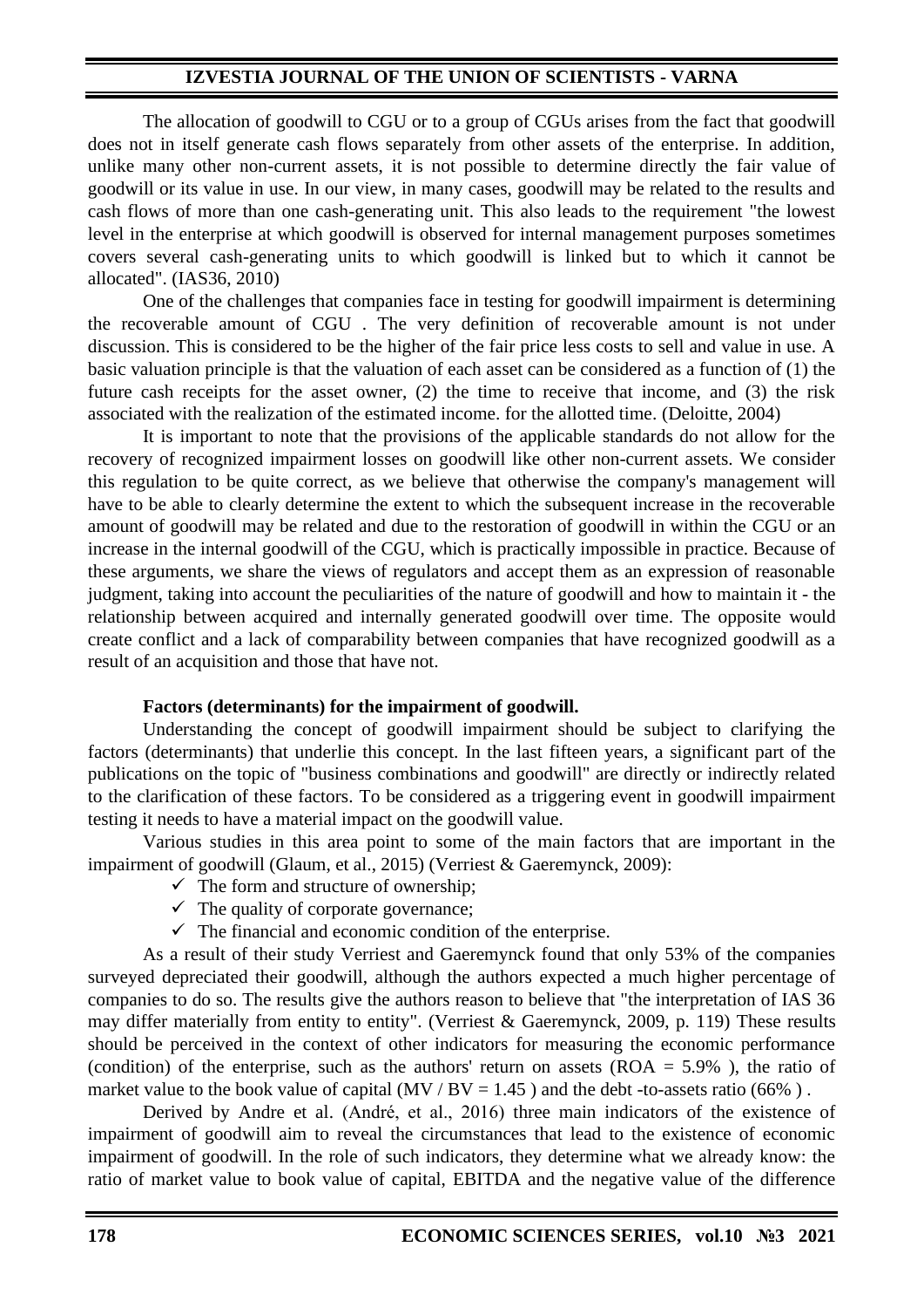The allocation of goodwill to CGU or to a group of CGUs arises from the fact that goodwill does not in itself generate cash flows separately from other assets of the enterprise. In addition, unlike many other non-current assets, it is not possible to determine directly the fair value of goodwill or its value in use. In our view, in many cases, goodwill may be related to the results and cash flows of more than one cash-generating unit. This also leads to the requirement "the lowest level in the enterprise at which goodwill is observed for internal management purposes sometimes covers several cash-generating units to which goodwill is linked but to which it cannot be allocated". (IAS36, 2010)

One of the challenges that companies face in testing for goodwill impairment is determining the recoverable amount of CGU . The very definition of recoverable amount is not under discussion. This is considered to be the higher of the fair price less costs to sell and value in use. A basic valuation principle is that the valuation of each asset can be considered as a function of (1) the future cash receipts for the asset owner, (2) the time to receive that income, and (3) the risk associated with the realization of the estimated income. for the allotted time. (Deloitte, 2004)

It is important to note that the provisions of the applicable standards do not allow for the recovery of recognized impairment losses on goodwill like other non-current assets. We consider this regulation to be quite correct, as we believe that otherwise the company's management will have to be able to clearly determine the extent to which the subsequent increase in the recoverable amount of goodwill may be related and due to the restoration of goodwill in within the CGU or an increase in the internal goodwill of the CGU, which is practically impossible in practice. Because of these arguments, we share the views of regulators and accept them as an expression of reasonable judgment, taking into account the peculiarities of the nature of goodwill and how to maintain it - the relationship between acquired and internally generated goodwill over time. The opposite would create conflict and a lack of comparability between companies that have recognized goodwill as a result of an acquisition and those that have not.

**Factors (determinants) for the impairment of goodwill.**

Understanding the concept of goodwill impairment should be subject to clarifying the factors (determinants) that underlie this concept. In the last fifteen years, a significant part of the publications on the topic of "business combinations and goodwill" are directly or indirectly related to the clarification of these factors. To be considered as a triggering event in goodwill impairment testing it needs to have a material impact on the goodwill value.

Various studies in this area point to some of the main factors that are important in the impairment of goodwill (Glaum, et al., 2015) (Verriest & Gaeremynck, 2009):

- ✓ The form and structure of ownership;
- ✓ The quality of corporate governance;
- ✓ The financial and economic condition of the enterprise.

As a result of their study Verriest and Gaeremynck found that only 53% of the companies surveyed depreciated their goodwill, although the authors expected a much higher percentage of companies to do so. The results give the authors reason to believe that "the interpretation of IAS 36 may differ materially from entity to entity". (Verriest & Gaeremynck, 2009, p. 119) These results should be perceived in the context of other indicators for measuring the economic performance (condition) of the enterprise, such as the authors' return on assets (ROA = 5.9% ), the ratio of market value to the book value of capital (MV / BV = 1.45 ) and the debt -to-assets ratio (66% ) .

Derived by Andre et al. (André, et al., 2016) three main indicators of the existence of impairment of goodwill aim to reveal the circumstances that lead to the existence of economic impairment of goodwill. In the role of such indicators, they determine what we already know: the ratio of market value to book value of capital, EBITDA and the negative value of the difference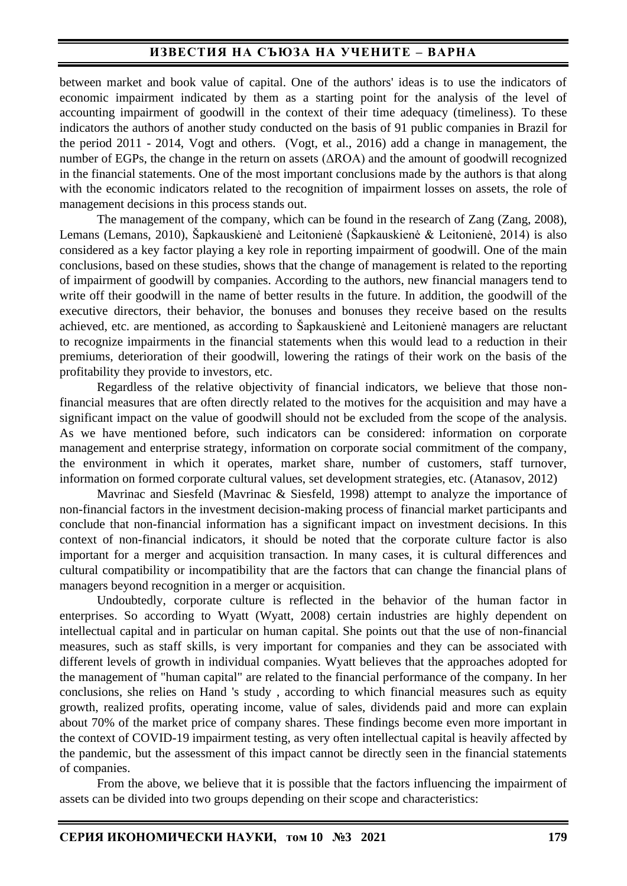between market and book value of capital. One of the authors' ideas is to use the indicators of economic impairment indicated by them as a starting point for the analysis of the level of accounting impairment of goodwill in the context of their time adequacy (timeliness). To these indicators the authors of another study conducted on the basis of 91 public companies in Brazil for the period 2011 - 2014, Vogt and others. (Vogt, et al., 2016) add a change in management, the number of EGPs, the change in the return on assets (ΔROA) and the amount of goodwill recognized in the financial statements. One of the most important conclusions made by the authors is that along with the economic indicators related to the recognition of impairment losses on assets, the role of management decisions in this process stands out.

The management of the company, which can be found in the research of Zang (Zang, 2008), Lemans (Lemans, 2010), Šapkauskienė and Leitonienė (Šapkauskienė & Leitonienė, 2014) is also considered as a key factor playing a key role in reporting impairment of goodwill. One of the main conclusions, based on these studies, shows that the change of management is related to the reporting of impairment of goodwill by companies. According to the authors, new financial managers tend to write off their goodwill in the name of better results in the future. In addition, the goodwill of the executive directors, their behavior, the bonuses and bonuses they receive based on the results achieved, etc. are mentioned, as according to Šapkauskienė and Leitonienė managers are reluctant to recognize impairments in the financial statements when this would lead to a reduction in their premiums, deterioration of their goodwill, lowering the ratings of their work on the basis of the profitability they provide to investors, etc.

Regardless of the relative objectivity of financial indicators, we believe that those non-financial measures that are often directly related to the motives for the acquisition and may have a significant impact on the value of goodwill should not be excluded from the scope of the analysis. As we have mentioned before, such indicators can be considered: information on corporate management and enterprise strategy, information on corporate social commitment of the company, the environment in which it operates, market share, number of customers, staff turnover, information on formed corporate cultural values, set development strategies, etc. (Atanasov, 2012)

Mavrinac and Siesfeld (Mavrinac & Siesfeld, 1998) attempt to analyze the importance of non-financial factors in the investment decision-making process of financial market participants and conclude that non-financial information has a significant impact on investment decisions. In this context of non-financial indicators, it should be noted that the corporate culture factor is also important for a merger and acquisition transaction. In many cases, it is cultural differences and cultural compatibility or incompatibility that are the factors that can change the financial plans of managers beyond recognition in a merger or acquisition.

Undoubtedly, corporate culture is reflected in the behavior of the human factor in enterprises. So according to Wyatt (Wyatt, 2008) certain industries are highly dependent on intellectual capital and in particular on human capital. She points out that the use of non-financial measures, such as staff skills, is very important for companies and they can be associated with different levels of growth in individual companies. Wyatt believes that the approaches adopted for the management of "human capital" are related to the financial performance of the company. In her conclusions, she relies on Hand 's study , according to which financial measures such as equity growth, realized profits, operating income, value of sales, dividends paid and more can explain about 70% of the market price of company shares. These findings become even more important in the context of COVID-19 impairment testing, as very often intellectual capital is heavily affected by the pandemic, but the assessment of this impact cannot be directly seen in the financial statements of companies.

From the above, we believe that it is possible that the factors influencing the impairment of assets can be divided into two groups depending on their scope and characteristics: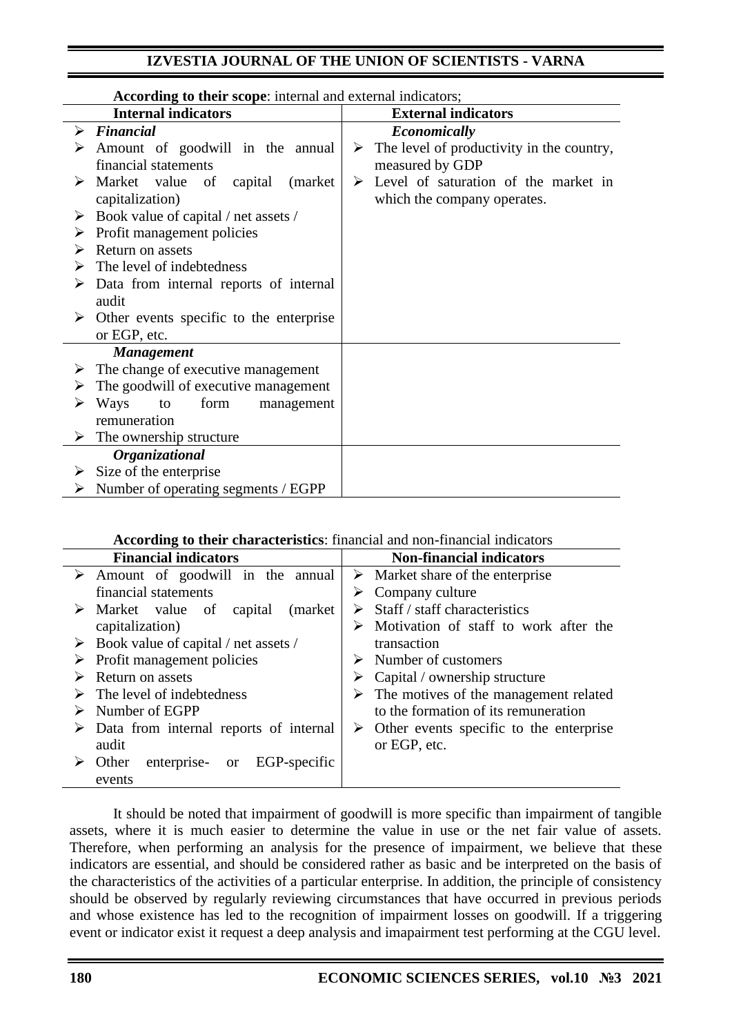**According to their scope**: internal and external indicators;

| Internal indicators | External indicators |
|---|---|
| ***Financial*** | ***Economically*** |
| ➢ Amount of goodwill in the annual financial statements | ➢ The level of productivity in the country, measured by GDP |
| ➢ Market value of capital (market capitalization) | ➢ Level of saturation of the market in which the company operates. |
| ➢ Book value of capital / net assets / | |
| ➢ Profit management policies | |
| ➢ Return on assets | |
| ➢ The level of indebtedness | |
| ➢ Data from internal reports of internal audit | |
| ➢ Other events specific to the enterprise or EGP, etc. | |
| ***Management*** | |
| ➢ The change of executive management | |
| ➢ The goodwill of executive management | |
| ➢ Ways to form management remuneration | |
| ➢ The ownership structure | |
| ***Organizational*** | |
| ➢ Size of the enterprise | |
| ➢ Number of operating segments / EGPP | |

**According to their characteristics**: financial and non-financial indicators

| Financial indicators | Non-financial indicators |
|---|---|
| ➢ Amount of goodwill in the annual financial statements | ➢ Market share of the enterprise |
| ➢ Market value of capital (market capitalization) | ➢ Company culture |
| ➢ Book value of capital / net assets / | ➢ Staff / staff characteristics |
| ➢ Profit management policies | ➢ Motivation of staff to work after the transaction |
| ➢ Return on assets | ➢ Number of customers |
| ➢ The level of indebtedness | ➢ Capital / ownership structure |
| ➢ Number of EGPP | ➢ The motives of the management related to the formation of its remuneration |
| ➢ Data from internal reports of internal audit | ➢ Other events specific to the enterprise or EGP, etc. |
| ➢ Other enterprise- or EGP-specific events | |

It should be noted that impairment of goodwill is more specific than impairment of tangible assets, where it is much easier to determine the value in use or the net fair value of assets. Therefore, when performing an analysis for the presence of impairment, we believe that these indicators are essential, and should be considered rather as basic and be interpreted on the basis of the characteristics of the activities of a particular enterprise. In addition, the principle of consistency should be observed by regularly reviewing circumstances that have occurred in previous periods and whose existence has led to the recognition of impairment losses on goodwill. If a triggering event or indicator exist it request a deep analysis and imapairment test performing at the CGU level.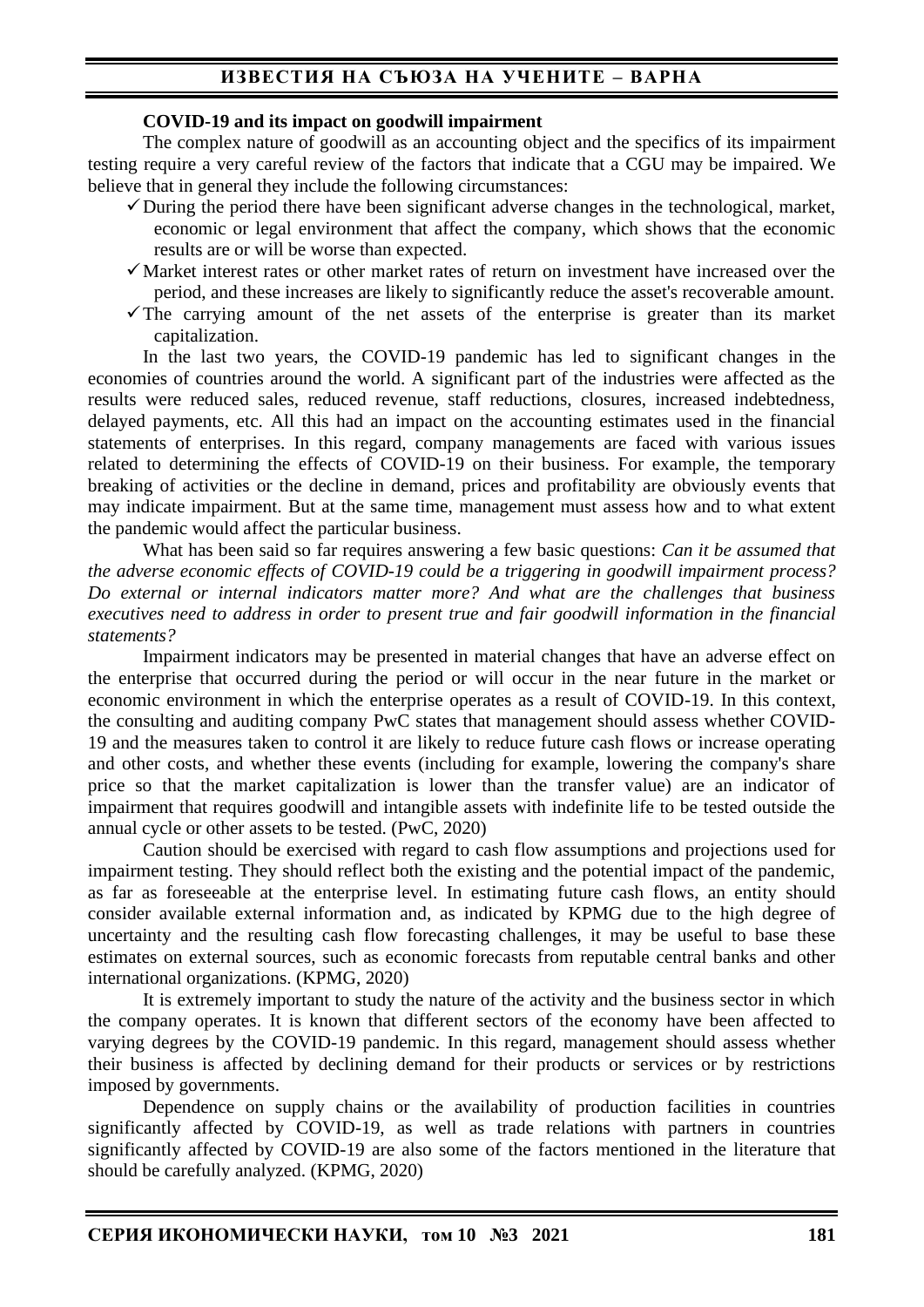**COVID-19 and its impact on goodwill impairment**

The complex nature of goodwill as an accounting object and the specifics of its impairment testing require a very careful review of the factors that indicate that a CGU may be impaired. We believe that in general they include the following circumstances:

- ✓ During the period there have been significant adverse changes in the technological, market, economic or legal environment that affect the company, which shows that the economic results are or will be worse than expected.
- ✓ Market interest rates or other market rates of return on investment have increased over the period, and these increases are likely to significantly reduce the asset's recoverable amount.
- ✓ The carrying amount of the net assets of the enterprise is greater than its market capitalization.

In the last two years, the COVID-19 pandemic has led to significant changes in the economies of countries around the world. A significant part of the industries were affected as the results were reduced sales, reduced revenue, staff reductions, closures, increased indebtedness, delayed payments, etc. All this had an impact on the accounting estimates used in the financial statements of enterprises. In this regard, company managements are faced with various issues related to determining the effects of COVID-19 on their business. For example, the temporary breaking of activities or the decline in demand, prices and profitability are obviously events that may indicate impairment. But at the same time, management must assess how and to what extent the pandemic would affect the particular business.

What has been said so far requires answering a few basic questions: *Can it be assumed that the adverse economic effects of COVID-19 could be a triggering in goodwill impairment process? Do external or internal indicators matter more? And what are the challenges that business executives need to address in order to present true and fair goodwill information in the financial statements?*

Impairment indicators may be presented in material changes that have an adverse effect on the enterprise that occurred during the period or will occur in the near future in the market or economic environment in which the enterprise operates as a result of COVID-19. In this context, the consulting and auditing company PwC states that management should assess whether COVID-19 and the measures taken to control it are likely to reduce future cash flows or increase operating and other costs, and whether these events (including for example, lowering the company's share price so that the market capitalization is lower than the transfer value) are an indicator of impairment that requires goodwill and intangible assets with indefinite life to be tested outside the annual cycle or other assets to be tested. (PwC, 2020)

Caution should be exercised with regard to cash flow assumptions and projections used for impairment testing. They should reflect both the existing and the potential impact of the pandemic, as far as foreseeable at the enterprise level. In estimating future cash flows, an entity should consider available external information and, as indicated by KPMG due to the high degree of uncertainty and the resulting cash flow forecasting challenges, it may be useful to base these estimates on external sources, such as economic forecasts from reputable central banks and other international organizations. (KPMG, 2020)

It is extremely important to study the nature of the activity and the business sector in which the company operates. It is known that different sectors of the economy have been affected to varying degrees by the COVID-19 pandemic. In this regard, management should assess whether their business is affected by declining demand for their products or services or by restrictions imposed by governments.

Dependence on supply chains or the availability of production facilities in countries significantly affected by COVID-19, as well as trade relations with partners in countries significantly affected by COVID-19 are also some of the factors mentioned in the literature that should be carefully analyzed. (KPMG, 2020)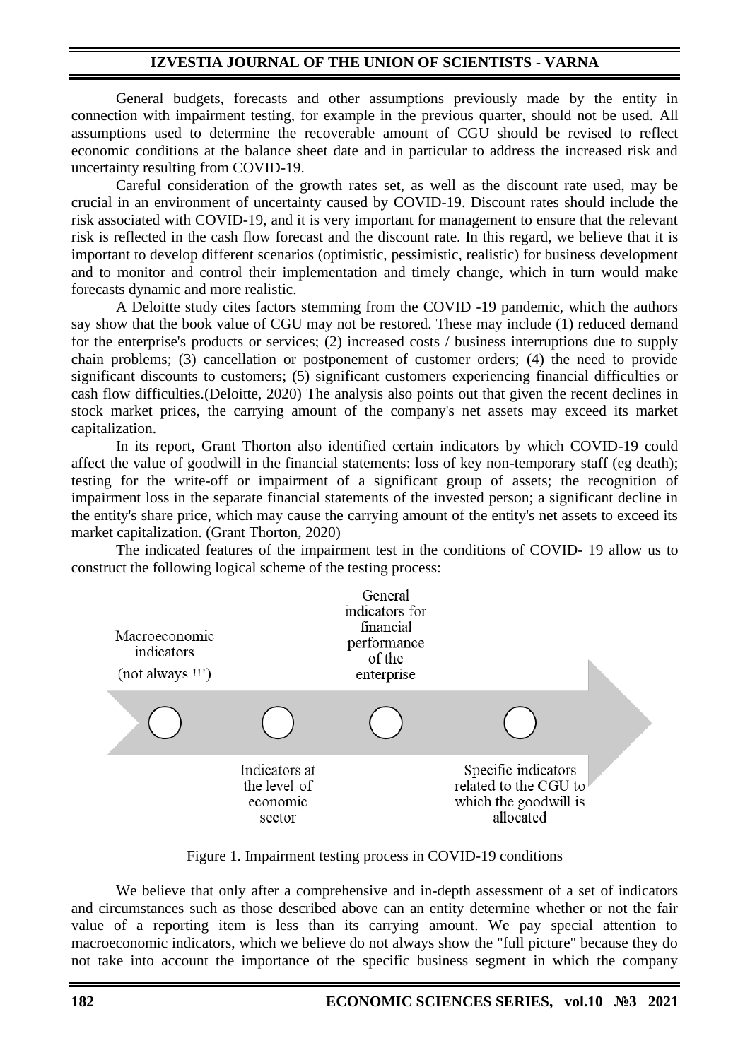General budgets, forecasts and other assumptions previously made by the entity in connection with impairment testing, for example in the previous quarter, should not be used. All assumptions used to determine the recoverable amount of CGU should be revised to reflect economic conditions at the balance sheet date and in particular to address the increased risk and uncertainty resulting from COVID-19.

Careful consideration of the growth rates set, as well as the discount rate used, may be crucial in an environment of uncertainty caused by COVID-19. Discount rates should include the risk associated with COVID-19, and it is very important for management to ensure that the relevant risk is reflected in the cash flow forecast and the discount rate. In this regard, we believe that it is important to develop different scenarios (optimistic, pessimistic, realistic) for business development and to monitor and control their implementation and timely change, which in turn would make forecasts dynamic and more realistic.

A Deloitte study cites factors stemming from the COVID -19 pandemic, which the authors say show that the book value of CGU may not be restored. These may include (1) reduced demand for the enterprise's products or services; (2) increased costs / business interruptions due to supply chain problems; (3) cancellation or postponement of customer orders; (4) the need to provide significant discounts to customers; (5) significant customers experiencing financial difficulties or cash flow difficulties.(Deloitte, 2020) The analysis also points out that given the recent declines in stock market prices, the carrying amount of the company's net assets may exceed its market capitalization.

In its report, Grant Thorton also identified certain indicators by which COVID-19 could affect the value of goodwill in the financial statements: loss of key non-temporary staff (eg death); testing for the write-off or impairment of a significant group of assets; the recognition of impairment loss in the separate financial statements of the invested person; a significant decline in the entity's share price, which may cause the carrying amount of the entity's net assets to exceed its market capitalization. (Grant Thorton, 2020)

The indicated features of the impairment test in the conditions of COVID- 19 allow us to construct the following logical scheme of the testing process:

Macroeconomic indicators (not always !!!) → Indicators at the level of economic sector → General indicators for financial performance of the enterprise → Specific indicators related to the CGU to which the goodwill is allocated

Figure 1. Impairment testing process in COVID-19 conditions

We believe that only after a comprehensive and in-depth assessment of a set of indicators and circumstances such as those described above can an entity determine whether or not the fair value of a reporting item is less than its carrying amount. We pay special attention to macroeconomic indicators, which we believe do not always show the "full picture" because they do not take into account the importance of the specific business segment in which the company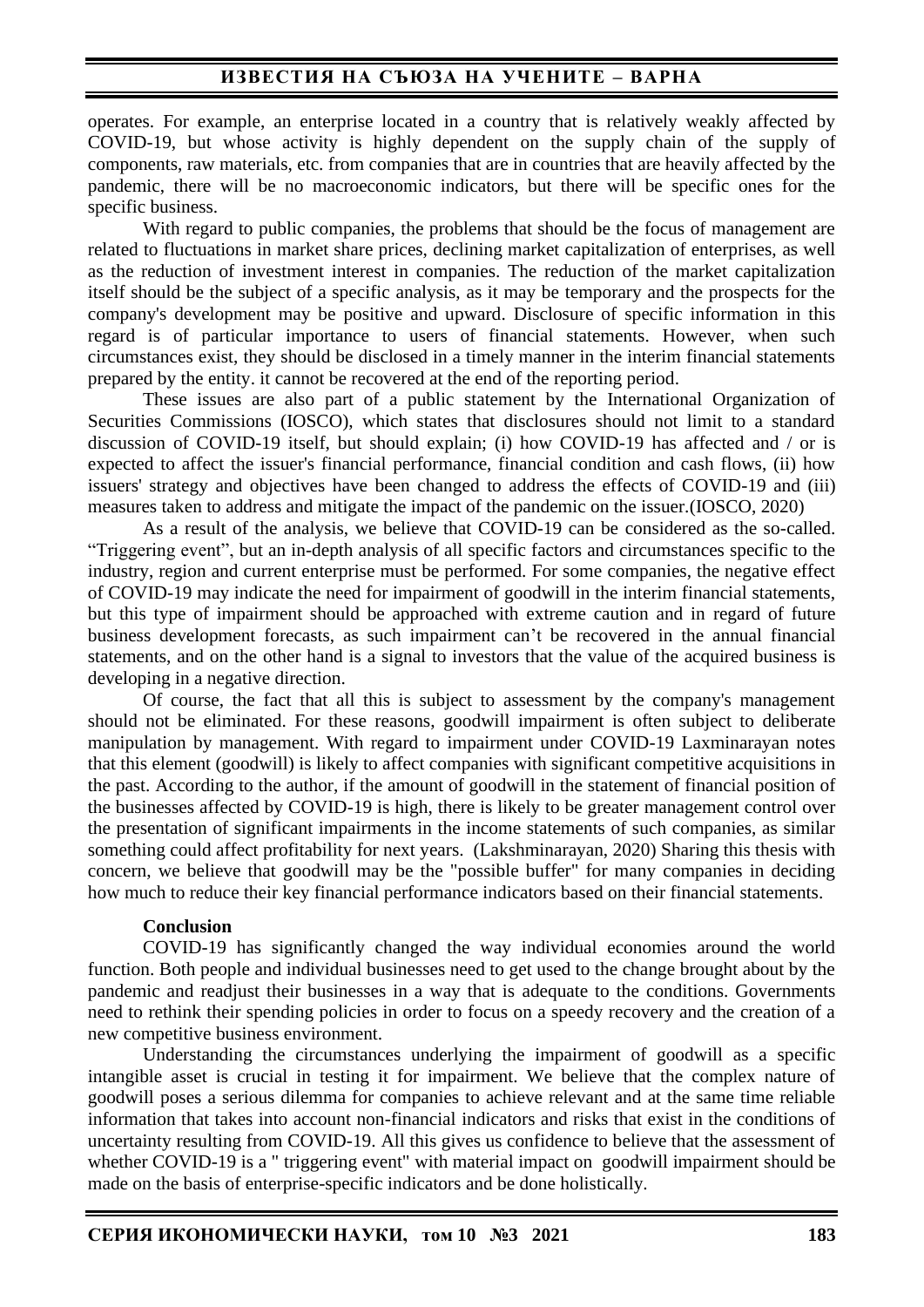operates. For example, an enterprise located in a country that is relatively weakly affected by COVID-19, but whose activity is highly dependent on the supply chain of the supply of components, raw materials, etc. from companies that are in countries that are heavily affected by the pandemic, there will be no macroeconomic indicators, but there will be specific ones for the specific business.

With regard to public companies, the problems that should be the focus of management are related to fluctuations in market share prices, declining market capitalization of enterprises, as well as the reduction of investment interest in companies. The reduction of the market capitalization itself should be the subject of a specific analysis, as it may be temporary and the prospects for the company's development may be positive and upward. Disclosure of specific information in this regard is of particular importance to users of financial statements. However, when such circumstances exist, they should be disclosed in a timely manner in the interim financial statements prepared by the entity. it cannot be recovered at the end of the reporting period.

These issues are also part of a public statement by the International Organization of Securities Commissions (IOSCO), which states that disclosures should not limit to a standard discussion of COVID-19 itself, but should explain; (i) how COVID-19 has affected and / or is expected to affect the issuer's financial performance, financial condition and cash flows, (ii) how issuers' strategy and objectives have been changed to address the effects of COVID-19 and (iii) measures taken to address and mitigate the impact of the pandemic on the issuer.(IOSCO, 2020)

As a result of the analysis, we believe that COVID-19 can be considered as the so-called. "Triggering event", but an in-depth analysis of all specific factors and circumstances specific to the industry, region and current enterprise must be performed. For some companies, the negative effect of COVID-19 may indicate the need for impairment of goodwill in the interim financial statements, but this type of impairment should be approached with extreme caution and in regard of future business development forecasts, as such impairment can't be recovered in the annual financial statements, and on the other hand is a signal to investors that the value of the acquired business is developing in a negative direction.

Of course, the fact that all this is subject to assessment by the company's management should not be eliminated. For these reasons, goodwill impairment is often subject to deliberate manipulation by management. With regard to impairment under COVID-19 Laxminarayan notes that this element (goodwill) is likely to affect companies with significant competitive acquisitions in the past. According to the author, if the amount of goodwill in the statement of financial position of the businesses affected by COVID-19 is high, there is likely to be greater management control over the presentation of significant impairments in the income statements of such companies, as similar something could affect profitability for next years. (Lakshminarayan, 2020) Sharing this thesis with concern, we believe that goodwill may be the "possible buffer" for many companies in deciding how much to reduce their key financial performance indicators based on their financial statements.

**Conclusion**

COVID-19 has significantly changed the way individual economies around the world function. Both people and individual businesses need to get used to the change brought about by the pandemic and readjust their businesses in a way that is adequate to the conditions. Governments need to rethink their spending policies in order to focus on a speedy recovery and the creation of a new competitive business environment.

Understanding the circumstances underlying the impairment of goodwill as a specific intangible asset is crucial in testing it for impairment. We believe that the complex nature of goodwill poses a serious dilemma for companies to achieve relevant and at the same time reliable information that takes into account non-financial indicators and risks that exist in the conditions of uncertainty resulting from COVID-19. All this gives us confidence to believe that the assessment of whether COVID-19 is a " triggering event" with material impact on goodwill impairment should be made on the basis of enterprise-specific indicators and be done holistically.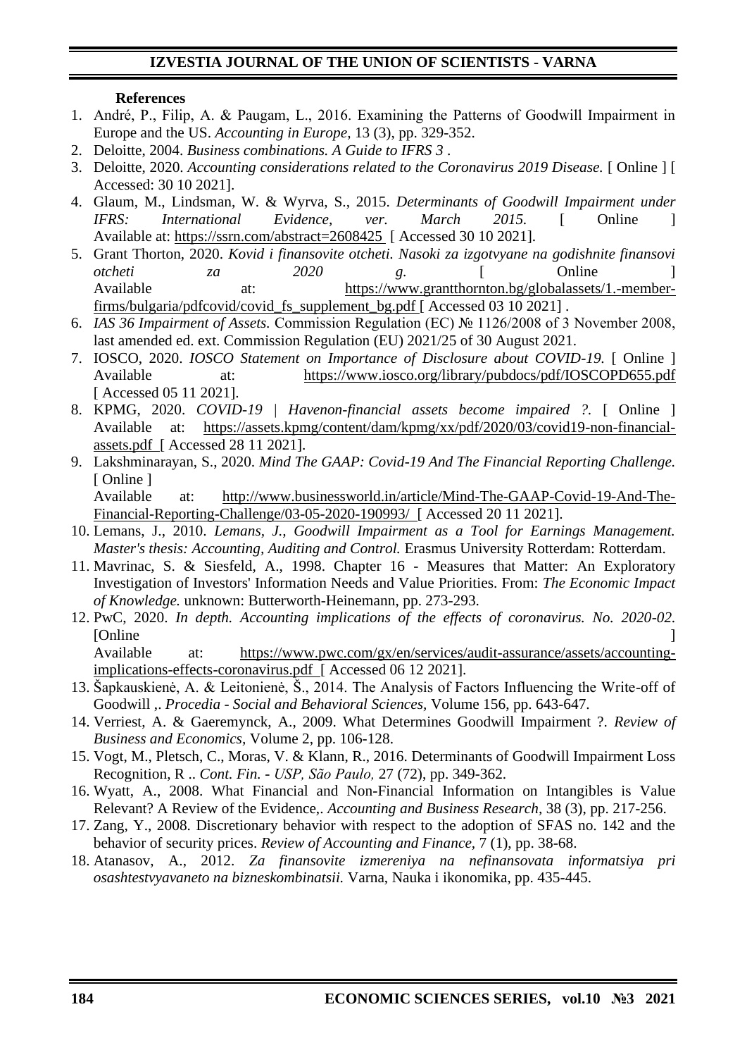**References**

1. André, P., Filip, A. & Paugam, L., 2016. Examining the Patterns of Goodwill Impairment in Europe and the US. *Accounting in Europe,* 13 (3), pp. 329-352.
2. Deloitte, 2004. *Business combinations. A Guide to IFRS 3* .
3. Deloitte, 2020. *Accounting considerations related to the Coronavirus 2019 Disease.* [ Online ] [ Accessed: 30 10 2021].
4. Glaum, M., Lindsman, W. & Wyrva, S., 2015. *Determinants of Goodwill Impairment under IFRS: International Evidence, ver. March 2015.* [ Online ] Available at: https://ssrn.com/abstract=2608425 [ Accessed 30 10 2021].
5. Grant Thorton, 2020. *Kovid i finansovite otcheti. Nasoki za izgotvyane na godishnite finansovi otcheti za 2020 g.* [ Online ] Available at: https://www.grantthornton.bg/globalassets/1.-member-firms/bulgaria/pdfcovid/covid_fs_supplement_bg.pdf [ Accessed 03 10 2021] .
6. *IAS 36 Impairment of Assets.* Commission Regulation (EC) № 1126/2008 of 3 November 2008, last amended ed. ext. Commission Regulation (EU) 2021/25 of 30 August 2021.
7. IOSCO, 2020. *IOSCO Statement on Importance of Disclosure about COVID-19.* [ Online ] Available at: https://www.iosco.org/library/pubdocs/pdf/IOSCOPD655.pdf [ Accessed 05 11 2021].
8. KPMG, 2020. *COVID-19 | Havenon-financial assets become impaired ?.* [ Online ] Available at: https://assets.kpmg/content/dam/kpmg/xx/pdf/2020/03/covid19-non-financial-assets.pdf [ Accessed 28 11 2021].
9. Lakshminarayan, S., 2020. *Mind The GAAP: Covid-19 And The Financial Reporting Challenge.* [ Online ] Available at: http://www.businessworld.in/article/Mind-The-GAAP-Covid-19-And-The-Financial-Reporting-Challenge/03-05-2020-190993/ [ Accessed 20 11 2021].
10. Lemans, J., 2010. *Lemans, J., Goodwill Impairment as a Tool for Earnings Management. Master's thesis: Accounting, Auditing and Control.* Erasmus University Rotterdam: Rotterdam.
11. Mavrinac, S. & Siesfeld, A., 1998. Chapter 16 - Measures that Matter: An Exploratory Investigation of Investors' Information Needs and Value Priorities. From: *The Economic Impact of Knowledge.* unknown: Butterworth-Heinemann, pp. 273-293.
12. PwC, 2020. *In depth. Accounting implications of the effects of coronavirus. No. 2020-02.* [Online ] Available at: https://www.pwc.com/gx/en/services/audit-assurance/assets/accounting-implications-effects-coronavirus.pdf [ Accessed 06 12 2021].
13. Šapkauskienė, A. & Leitonienė, Š., 2014. The Analysis of Factors Influencing the Write-off of Goodwill ,. *Procedia - Social and Behavioral Sciences,* Volume 156, pp. 643-647.
14. Verriest, A. & Gaeremynck, A., 2009. What Determines Goodwill Impairment ?. *Review of Business and Economics,* Volume 2, pp. 106-128.
15. Vogt, M., Pletsch, C., Moras, V. & Klann, R., 2016. Determinants of Goodwill Impairment Loss Recognition, R .. *Cont. Fin. - USP, São Paulo,* 27 (72), pp. 349-362.
16. Wyatt, A., 2008. What Financial and Non-Financial Information on Intangibles is Value Relevant? A Review of the Evidence,. *Accounting and Business Research,* 38 (3), pp. 217-256.
17. Zang, Y., 2008. Discretionary behavior with respect to the adoption of SFAS no. 142 and the behavior of security prices. *Review of Accounting and Finance,* 7 (1), pp. 38-68.
18. Atanasov, A., 2012. *Za finansovite izmereniya na nefinansovata informatsiya pri osashtestvyavaneto na bizneskombinatsii.* Varna, Nauka i ikonomika, pp. 435-445.